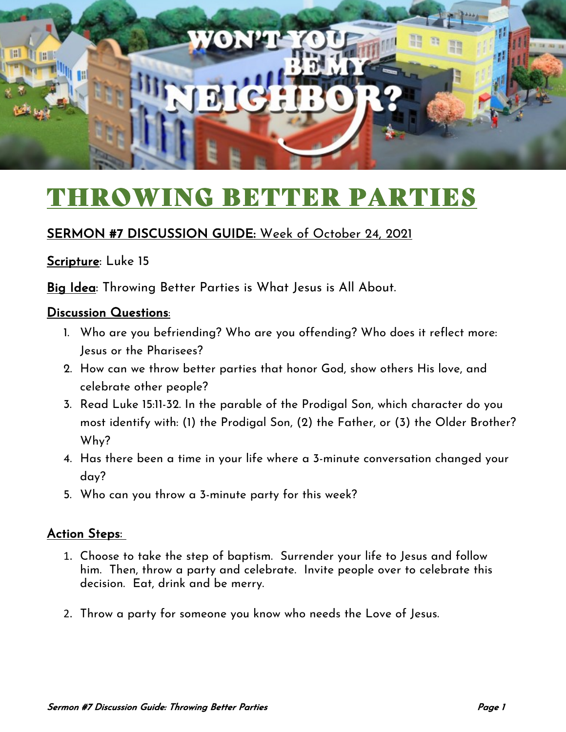# THROWING BETTER PARTIES

**SERMON #7 DISCUSSION GUIDE:** Week of October 24, 2021

**Scripture**: Luke 15

**Big Idea**: Throwing Better Parties is What Jesus is All About.

**Discussion Questions**:

1. Who are you befriending? Who are you offending? Who does it reflect more: Jesus or the Pharisees?
2. How can we throw better parties that honor God, show others His love, and celebrate other people?
3. Read Luke 15:11-32. In the parable of the Prodigal Son, which character do you most identify with: (1) the Prodigal Son, (2) the Father, or (3) the Older Brother? Why?
4. Has there been a time in your life where a 3-minute conversation changed your day?
5. Who can you throw a 3-minute party for this week?

**Action Steps**:

1. Choose to take the step of baptism. Surrender your life to Jesus and follow him. Then, throw a party and celebrate. Invite people over to celebrate this decision. Eat, drink and be merry.

2. Throw a party for someone you know who needs the Love of Jesus.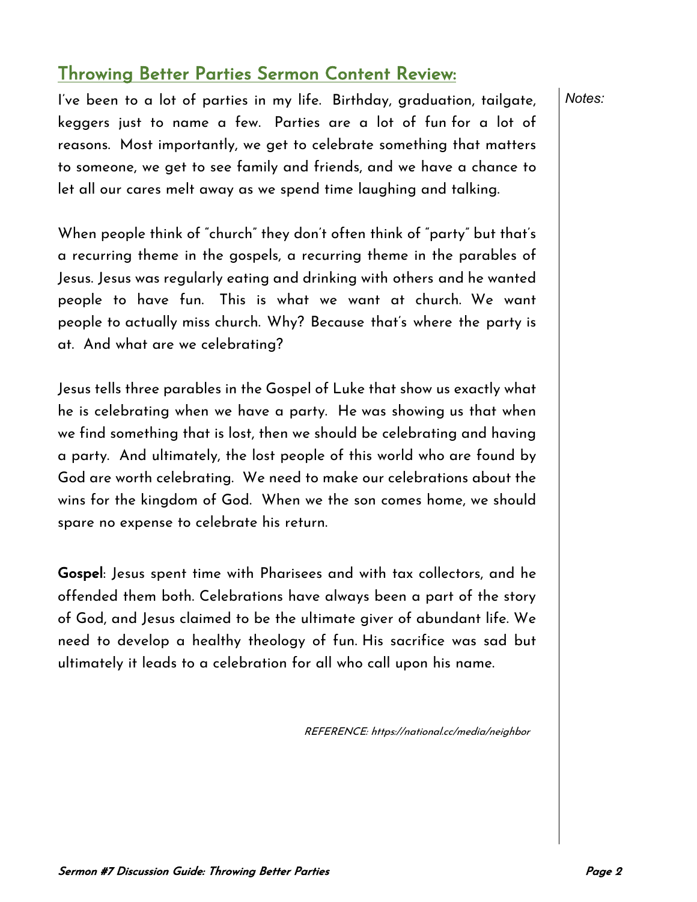## Throwing Better Parties Sermon Content Review:

*Notes:*

I've been to a lot of parties in my life. Birthday, graduation, tailgate, keggers just to name a few. Parties are a lot of fun for a lot of reasons. Most importantly, we get to celebrate something that matters to someone, we get to see family and friends, and we have a chance to let all our cares melt away as we spend time laughing and talking.

When people think of "church" they don't often think of "party" but that's a recurring theme in the gospels, a recurring theme in the parables of Jesus. Jesus was regularly eating and drinking with others and he wanted people to have fun. This is what we want at church. We want people to actually miss church. Why? Because that's where the party is at. And what are we celebrating?

Jesus tells three parables in the Gospel of Luke that show us exactly what he is celebrating when we have a party. He was showing us that when we find something that is lost, then we should be celebrating and having a party. And ultimately, the lost people of this world who are found by God are worth celebrating. We need to make our celebrations about the wins for the kingdom of God. When we the son comes home, we should spare no expense to celebrate his return.

**Gospel**: Jesus spent time with Pharisees and with tax collectors, and he offended them both. Celebrations have always been a part of the story of God, and Jesus claimed to be the ultimate giver of abundant life. We need to develop a healthy theology of fun. His sacrifice was sad but ultimately it leads to a celebration for all who call upon his name.

*REFERENCE: https://national.cc/media/neighbor*